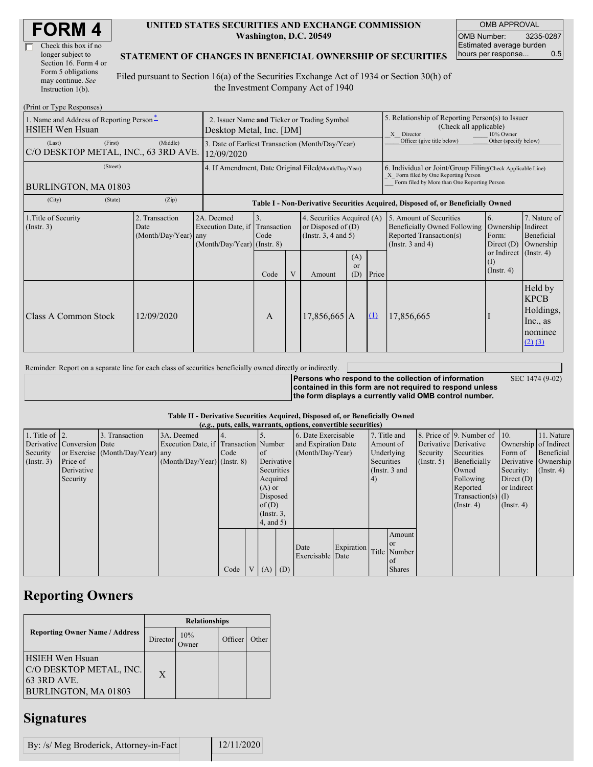# FORM 4

☐ Check this box if no longer subject to Section 16. Form 4 or Form 5 obligations may continue. *See* Instruction 1(b).

**UNITED STATES SECURITIES AND EXCHANGE COMMISSION**
**Washington, D.C. 20549**

**STATEMENT OF CHANGES IN BENEFICIAL OWNERSHIP OF SECURITIES**

Filed pursuant to Section 16(a) of the Securities Exchange Act of 1934 or Section 30(h) of the Investment Company Act of 1940

| OMB APPROVAL | |
|---|---|
| OMB Number: | 3235-0287 |
| Estimated average burden hours per response... | 0.5 |

(Print or Type Responses)

| 1. Name and Address of Reporting Person * | 2. Issuer Name and Ticker or Trading Symbol | 5. Relationship of Reporting Person(s) to Issuer (Check all applicable) |
|---|---|---|
| HSIEH Wen Hsuan | Desktop Metal, Inc. [DM] | _X_ Director ___ 10% Owner ___ Officer (give title below) ___ Other (specify below) |
| (Last) (First) (Middle) C/O DESKTOP METAL, INC., 63 3RD AVE. | 3. Date of Earliest Transaction (Month/Day/Year) 12/09/2020 | |
| (Street) BURLINGTON, MA 01803 | 4. If Amendment, Date Original Filed (Month/Day/Year) | 6. Individual or Joint/Group Filing (Check Applicable Line) _X_ Form filed by One Reporting Person ___ Form filed by More than One Reporting Person |
| (City) (State) (Zip) | | |

**Table I - Non-Derivative Securities Acquired, Disposed of, or Beneficially Owned**

| 1.Title of Security (Instr. 3) | 2. Transaction Date (Month/Day/Year) | 2A. Deemed Execution Date, if any (Month/Day/Year) | 3. Transaction Code (Instr. 8) | | 4. Securities Acquired (A) or Disposed of (D) (Instr. 3, 4 and 5) | | | 5. Amount of Securities Beneficially Owned Following Reported Transaction(s) (Instr. 3 and 4) | 6. Ownership Form: Direct (D) or Indirect (I) (Instr. 4) | 7. Nature of Indirect Beneficial Ownership (Instr. 4) |
|---|---|---|---|---|---|---|---|---|---|---|
| | | | Code | V | Amount | (A) or (D) | Price | | | |
| Class A Common Stock | 12/09/2020 | | A | | 17,856,665 | A | (1) | 17,856,665 | I | Held by KPCB Holdings, Inc., as nominee (2) (3) |

Reminder: Report on a separate line for each class of securities beneficially owned directly or indirectly.

**Persons who respond to the collection of information contained in this form are not required to respond unless the form displays a currently valid OMB control number.** SEC 1474 (9-02)

**Table II - Derivative Securities Acquired, Disposed of, or Beneficially Owned**
***(e.g.*, puts, calls, warrants, options, convertible securities)**

| 1. Title of Derivative Security (Instr. 3) | 2. Conversion or Exercise Price of Derivative Security | 3. Transaction Date (Month/Day/Year) | 3A. Deemed Execution Date, if any (Month/Day/Year) | 4. Transaction Code (Instr. 8) | | 5. Number of Derivative Securities Acquired (A) or Disposed of (D) (Instr. 3, 4, and 5) | | 6. Date Exercisable and Expiration Date (Month/Day/Year) | | 7. Title and Amount of Underlying Securities (Instr. 3 and 4) | | 8. Price of Derivative Security (Instr. 5) | 9. Number of Derivative Securities Beneficially Owned Following Reported Transaction(s) (Instr. 4) | 10. Ownership Form of Derivative Security: Direct (D) or Indirect (I) (Instr. 4) | 11. Nature of Indirect Beneficial Ownership (Instr. 4) |
|---|---|---|---|---|---|---|---|---|---|---|---|---|---|---|---|
| | | | | Code | V | (A) | (D) | Date Exercisable | Expiration Date | Title | Amount or Number of Shares | | | | |

## Reporting Owners

| Reporting Owner Name / Address | Relationships | | | |
|---|---|---|---|---|
| | Director | 10% Owner | Officer | Other |
| HSIEH Wen Hsuan C/O DESKTOP METAL, INC. 63 3RD AVE. BURLINGTON, MA 01803 | X | | | |

## Signatures

| | |
|---|---|
| By: /s/ Meg Broderick, Attorney-in-Fact | 12/11/2020 |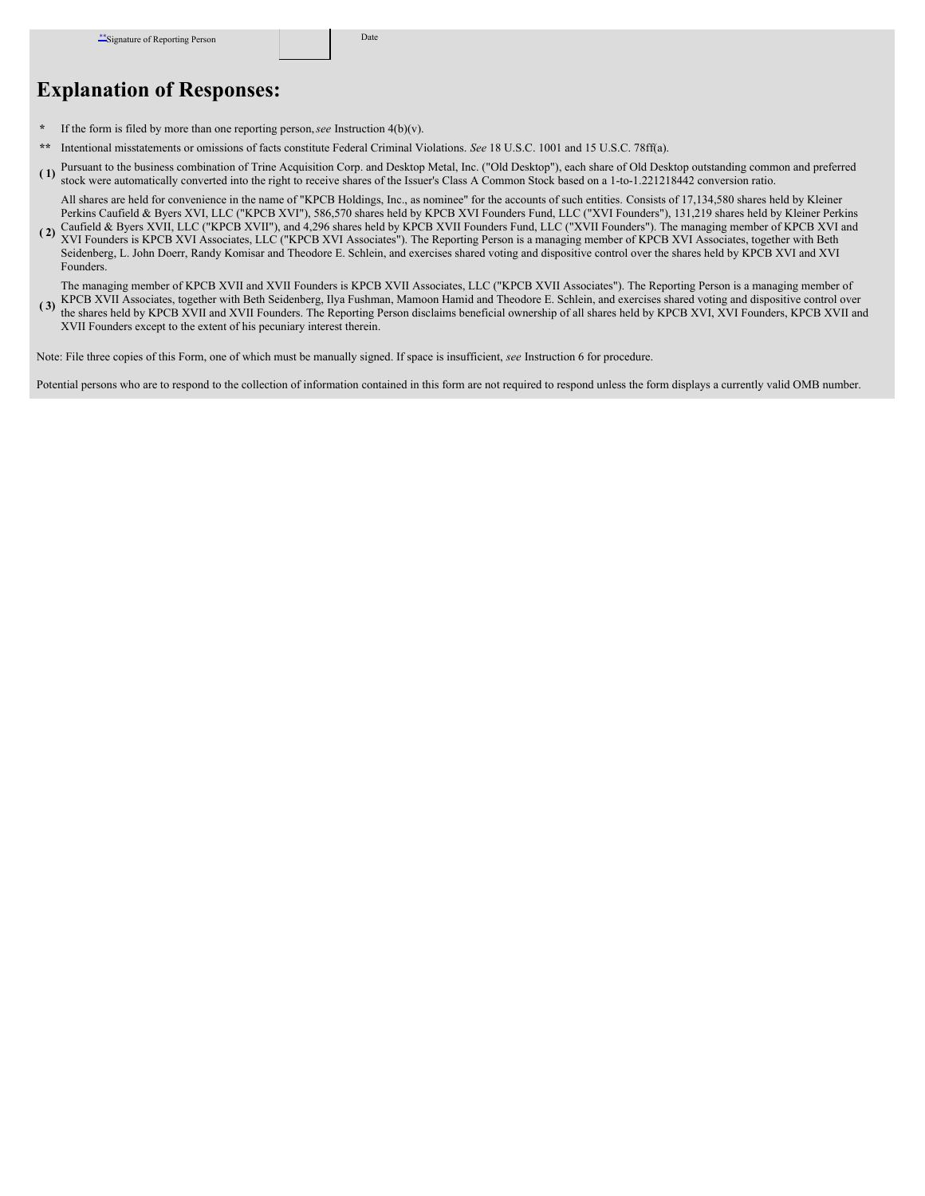| **Signature of Reporting Person | Date |
| --- | --- |

## Explanation of Responses:

\* If the form is filed by more than one reporting person, *see* Instruction 4(b)(v).

\*\* Intentional misstatements or omissions of facts constitute Federal Criminal Violations. *See* 18 U.S.C. 1001 and 15 U.S.C. 78ff(a).

(1) Pursuant to the business combination of Trine Acquisition Corp. and Desktop Metal, Inc. ("Old Desktop"), each share of Old Desktop outstanding common and preferred stock were automatically converted into the right to receive shares of the Issuer's Class A Common Stock based on a 1-to-1.221218442 conversion ratio.

(2) All shares are held for convenience in the name of "KPCB Holdings, Inc., as nominee" for the accounts of such entities. Consists of 17,134,580 shares held by Kleiner Perkins Caufield & Byers XVI, LLC ("KPCB XVI"), 586,570 shares held by KPCB XVI Founders Fund, LLC ("XVI Founders"), 131,219 shares held by Kleiner Perkins Caufield & Byers XVII, LLC ("KPCB XVII"), and 4,296 shares held by KPCB XVII Founders Fund, LLC ("XVII Founders"). The managing member of KPCB XVI and XVI Founders is KPCB XVI Associates, LLC ("KPCB XVI Associates"). The Reporting Person is a managing member of KPCB XVI Associates, together with Beth Seidenberg, L. John Doerr, Randy Komisar and Theodore E. Schlein, and exercises shared voting and dispositive control over the shares held by KPCB XVI and XVI Founders.

(3) The managing member of KPCB XVII and XVII Founders is KPCB XVII Associates, LLC ("KPCB XVII Associates"). The Reporting Person is a managing member of KPCB XVII Associates, together with Beth Seidenberg, Ilya Fushman, Mamoon Hamid and Theodore E. Schlein, and exercises shared voting and dispositive control over the shares held by KPCB XVII and XVII Founders. The Reporting Person disclaims beneficial ownership of all shares held by KPCB XVI, XVI Founders, KPCB XVII and XVII Founders except to the extent of his pecuniary interest therein.

Note: File three copies of this Form, one of which must be manually signed. If space is insufficient, *see* Instruction 6 for procedure.

Potential persons who are to respond to the collection of information contained in this form are not required to respond unless the form displays a currently valid OMB number.